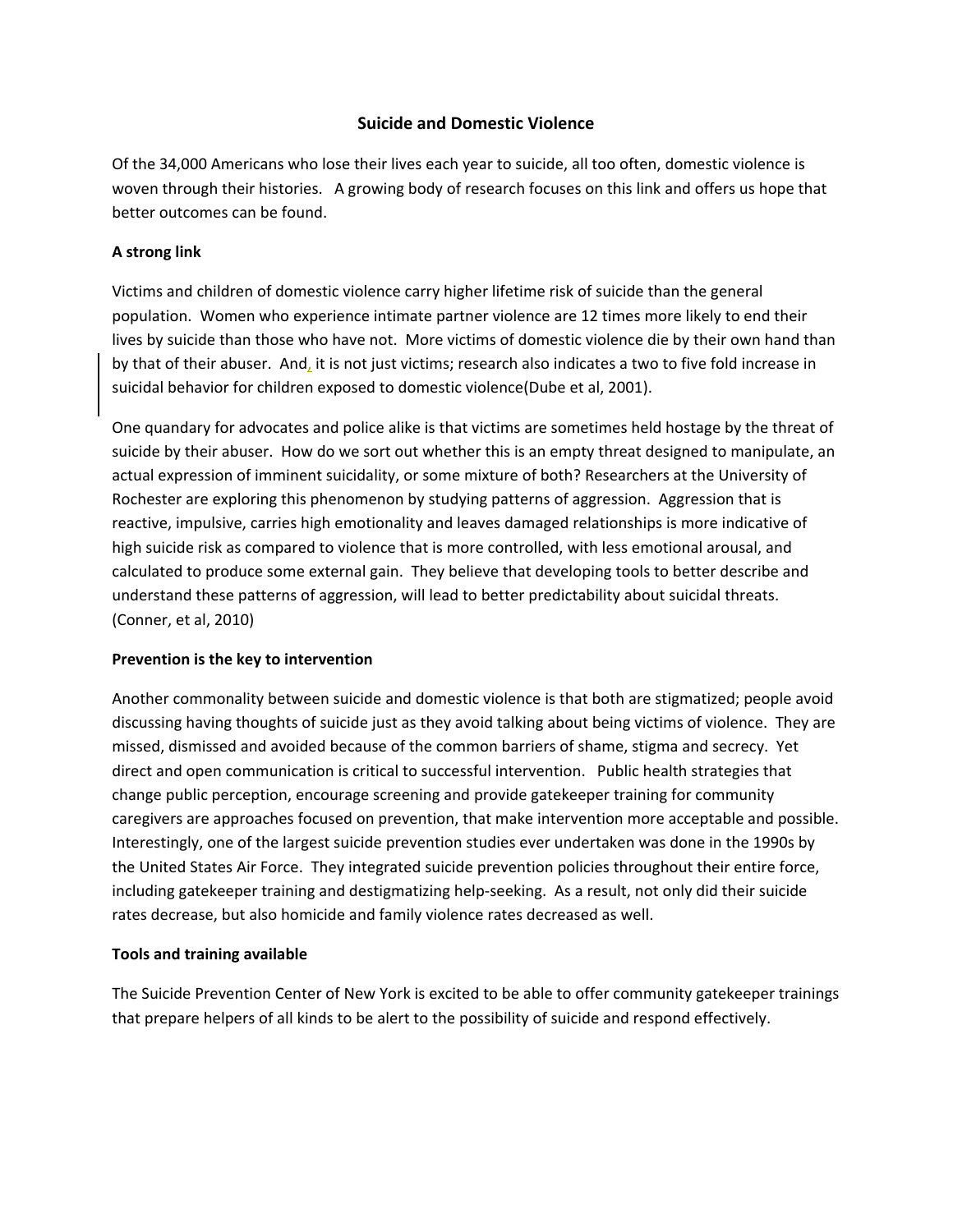# Suicide and Domestic Violence

Of the 34,000 Americans who lose their lives each year to suicide, all too often, domestic violence is woven through their histories. A growing body of research focuses on this link and offers us hope that better outcomes can be found.

**A strong link**

Victims and children of domestic violence carry higher lifetime risk of suicide than the general population. Women who experience intimate partner violence are 12 times more likely to end their lives by suicide than those who have not. More victims of domestic violence die by their own hand than by that of their abuser. And, it is not just victims; research also indicates a two to five fold increase in suicidal behavior for children exposed to domestic violence(Dube et al, 2001).

One quandary for advocates and police alike is that victims are sometimes held hostage by the threat of suicide by their abuser. How do we sort out whether this is an empty threat designed to manipulate, an actual expression of imminent suicidality, or some mixture of both? Researchers at the University of Rochester are exploring this phenomenon by studying patterns of aggression. Aggression that is reactive, impulsive, carries high emotionality and leaves damaged relationships is more indicative of high suicide risk as compared to violence that is more controlled, with less emotional arousal, and calculated to produce some external gain. They believe that developing tools to better describe and understand these patterns of aggression, will lead to better predictability about suicidal threats. (Conner, et al, 2010)

**Prevention is the key to intervention**

Another commonality between suicide and domestic violence is that both are stigmatized; people avoid discussing having thoughts of suicide just as they avoid talking about being victims of violence. They are missed, dismissed and avoided because of the common barriers of shame, stigma and secrecy. Yet direct and open communication is critical to successful intervention. Public health strategies that change public perception, encourage screening and provide gatekeeper training for community caregivers are approaches focused on prevention, that make intervention more acceptable and possible. Interestingly, one of the largest suicide prevention studies ever undertaken was done in the 1990s by the United States Air Force. They integrated suicide prevention policies throughout their entire force, including gatekeeper training and destigmatizing help-seeking. As a result, not only did their suicide rates decrease, but also homicide and family violence rates decreased as well.

**Tools and training available**

The Suicide Prevention Center of New York is excited to be able to offer community gatekeeper trainings that prepare helpers of all kinds to be alert to the possibility of suicide and respond effectively.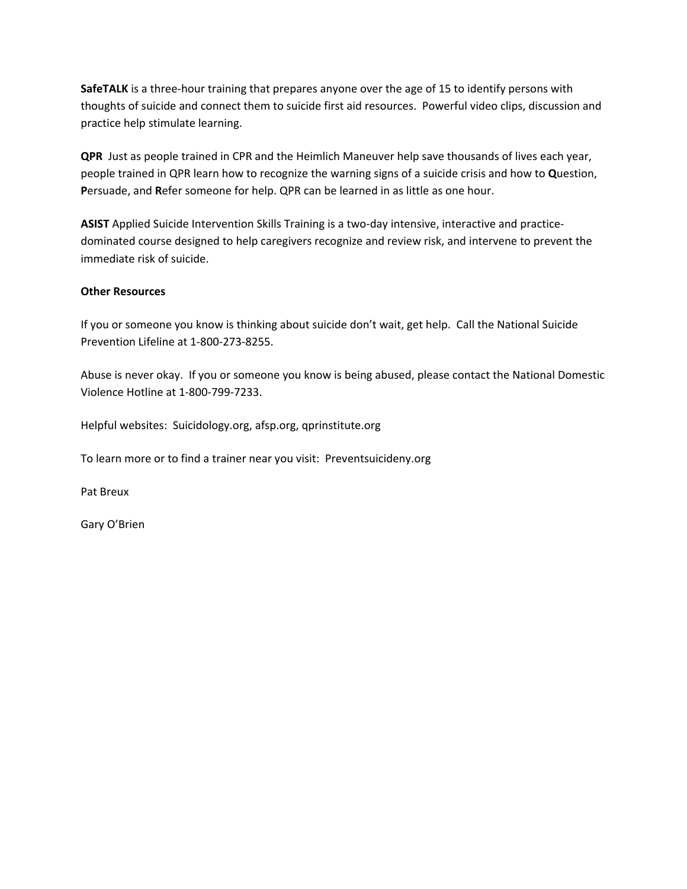**SafeTALK** is a three-hour training that prepares anyone over the age of 15 to identify persons with thoughts of suicide and connect them to suicide first aid resources. Powerful video clips, discussion and practice help stimulate learning.

**QPR** Just as people trained in CPR and the Heimlich Maneuver help save thousands of lives each year, people trained in QPR learn how to recognize the warning signs of a suicide crisis and how to **Q**uestion, **P**ersuade, and **R**efer someone for help. QPR can be learned in as little as one hour.

**ASIST** Applied Suicide Intervention Skills Training is a two-day intensive, interactive and practice-dominated course designed to help caregivers recognize and review risk, and intervene to prevent the immediate risk of suicide.

**Other Resources**

If you or someone you know is thinking about suicide don't wait, get help. Call the National Suicide Prevention Lifeline at 1-800-273-8255.

Abuse is never okay. If you or someone you know is being abused, please contact the National Domestic Violence Hotline at 1-800-799-7233.

Helpful websites: Suicidology.org, afsp.org, qprinstitute.org

To learn more or to find a trainer near you visit: Preventsuicideny.org

Pat Breux

Gary O'Brien